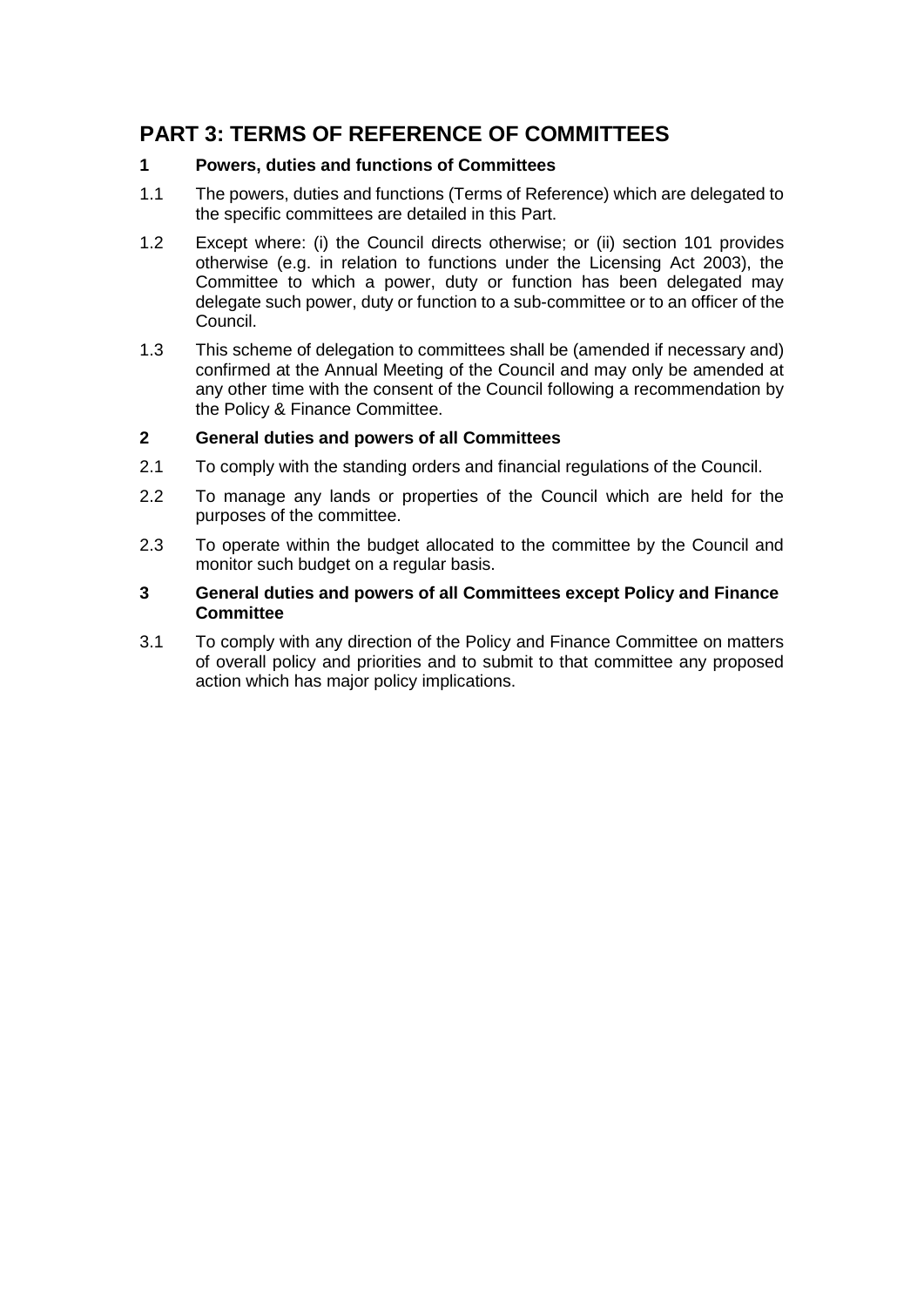# PART 3: TERMS OF REFERENCE OF COMMITTEES

## 1 Powers, duties and functions of Committees

1.1 The powers, duties and functions (Terms of Reference) which are delegated to the specific committees are detailed in this Part.

1.2 Except where: (i) the Council directs otherwise; or (ii) section 101 provides otherwise (e.g. in relation to functions under the Licensing Act 2003), the Committee to which a power, duty or function has been delegated may delegate such power, duty or function to a sub-committee or to an officer of the Council.

1.3 This scheme of delegation to committees shall be (amended if necessary and) confirmed at the Annual Meeting of the Council and may only be amended at any other time with the consent of the Council following a recommendation by the Policy & Finance Committee.

## 2 General duties and powers of all Committees

2.1 To comply with the standing orders and financial regulations of the Council.

2.2 To manage any lands or properties of the Council which are held for the purposes of the committee.

2.3 To operate within the budget allocated to the committee by the Council and monitor such budget on a regular basis.

## 3 General duties and powers of all Committees except Policy and Finance Committee

3.1 To comply with any direction of the Policy and Finance Committee on matters of overall policy and priorities and to submit to that committee any proposed action which has major policy implications.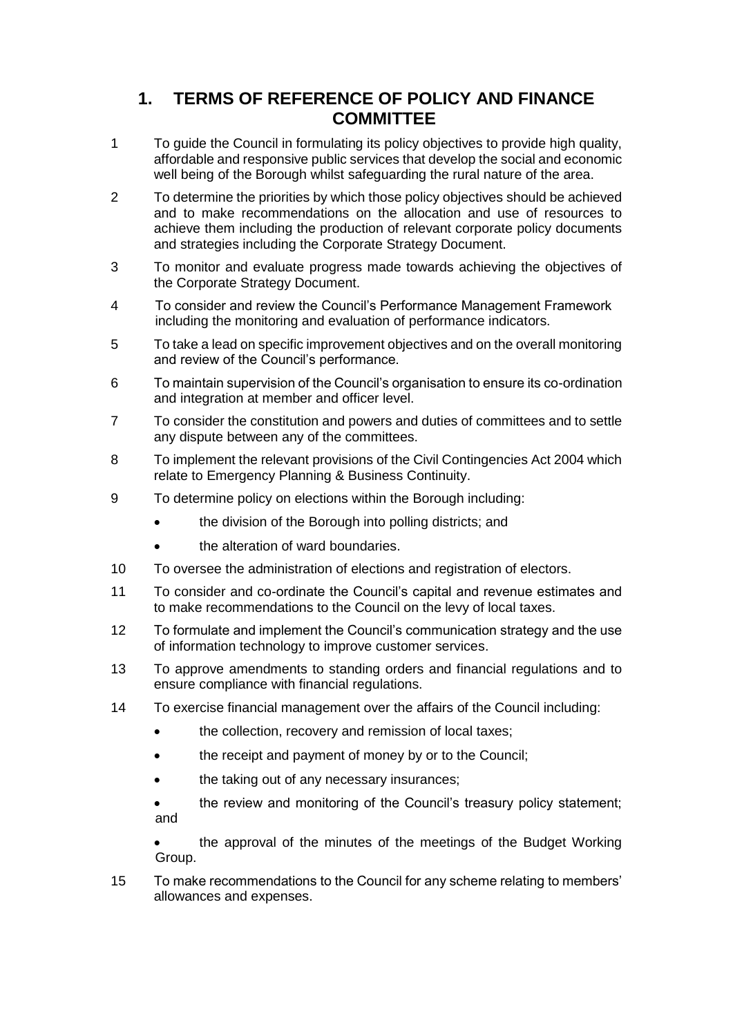# 1. TERMS OF REFERENCE OF POLICY AND FINANCE COMMITTEE

1 To guide the Council in formulating its policy objectives to provide high quality, affordable and responsive public services that develop the social and economic well being of the Borough whilst safeguarding the rural nature of the area.

2 To determine the priorities by which those policy objectives should be achieved and to make recommendations on the allocation and use of resources to achieve them including the production of relevant corporate policy documents and strategies including the Corporate Strategy Document.

3 To monitor and evaluate progress made towards achieving the objectives of the Corporate Strategy Document.

4 To consider and review the Council's Performance Management Framework including the monitoring and evaluation of performance indicators.

5 To take a lead on specific improvement objectives and on the overall monitoring and review of the Council's performance.

6 To maintain supervision of the Council's organisation to ensure its co-ordination and integration at member and officer level.

7 To consider the constitution and powers and duties of committees and to settle any dispute between any of the committees.

8 To implement the relevant provisions of the Civil Contingencies Act 2004 which relate to Emergency Planning & Business Continuity.

9 To determine policy on elections within the Borough including:

- the division of the Borough into polling districts; and
- the alteration of ward boundaries.

10 To oversee the administration of elections and registration of electors.

11 To consider and co-ordinate the Council's capital and revenue estimates and to make recommendations to the Council on the levy of local taxes.

12 To formulate and implement the Council's communication strategy and the use of information technology to improve customer services.

13 To approve amendments to standing orders and financial regulations and to ensure compliance with financial regulations.

14 To exercise financial management over the affairs of the Council including:

- the collection, recovery and remission of local taxes;
- the receipt and payment of money by or to the Council;
- the taking out of any necessary insurances;
- the review and monitoring of the Council's treasury policy statement; and
- the approval of the minutes of the meetings of the Budget Working Group.

15 To make recommendations to the Council for any scheme relating to members' allowances and expenses.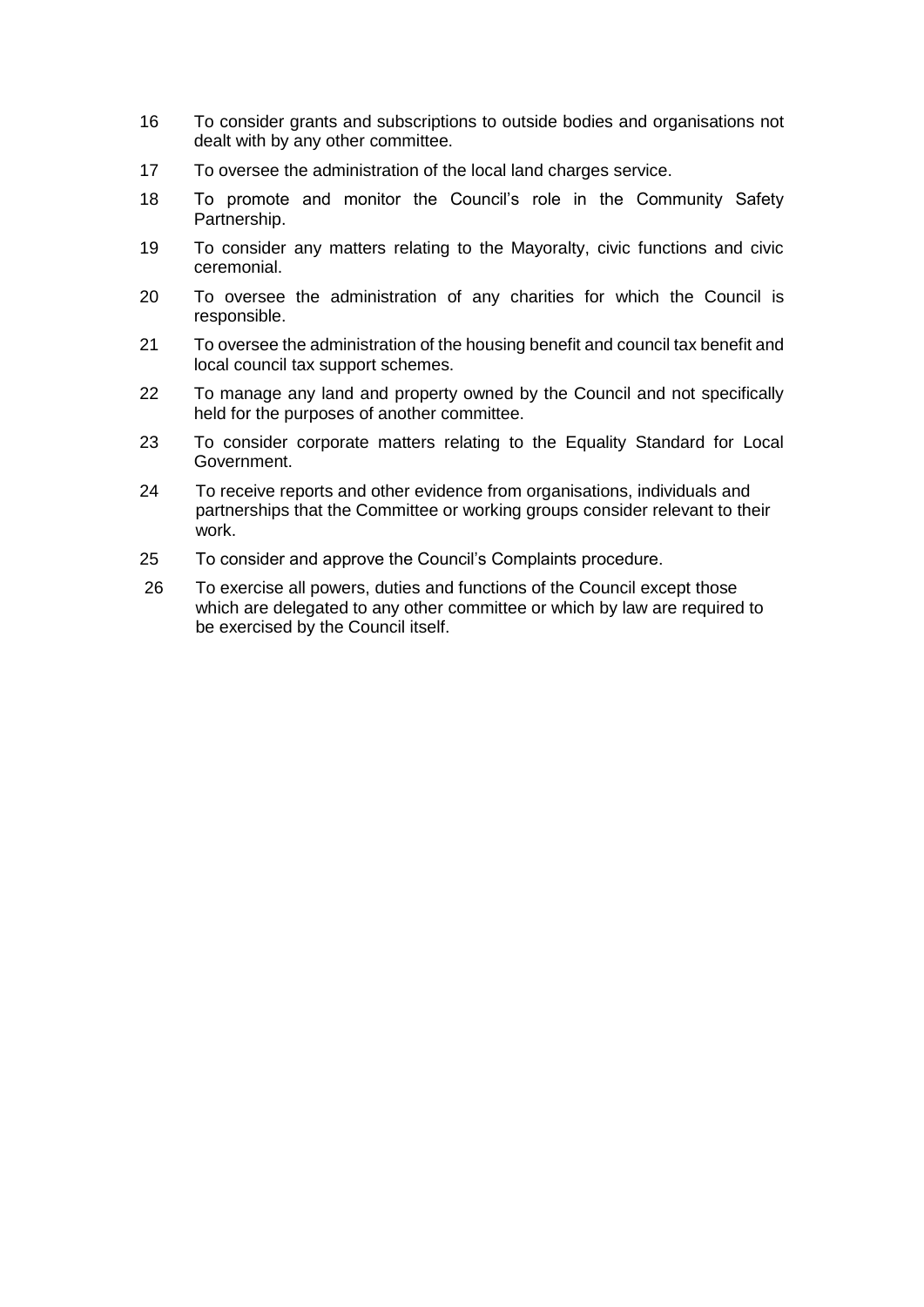16 To consider grants and subscriptions to outside bodies and organisations not dealt with by any other committee.

17 To oversee the administration of the local land charges service.

18 To promote and monitor the Council's role in the Community Safety Partnership.

19 To consider any matters relating to the Mayoralty, civic functions and civic ceremonial.

20 To oversee the administration of any charities for which the Council is responsible.

21 To oversee the administration of the housing benefit and council tax benefit and local council tax support schemes.

22 To manage any land and property owned by the Council and not specifically held for the purposes of another committee.

23 To consider corporate matters relating to the Equality Standard for Local Government.

24 To receive reports and other evidence from organisations, individuals and partnerships that the Committee or working groups consider relevant to their work.

25 To consider and approve the Council's Complaints procedure.

26 To exercise all powers, duties and functions of the Council except those which are delegated to any other committee or which by law are required to be exercised by the Council itself.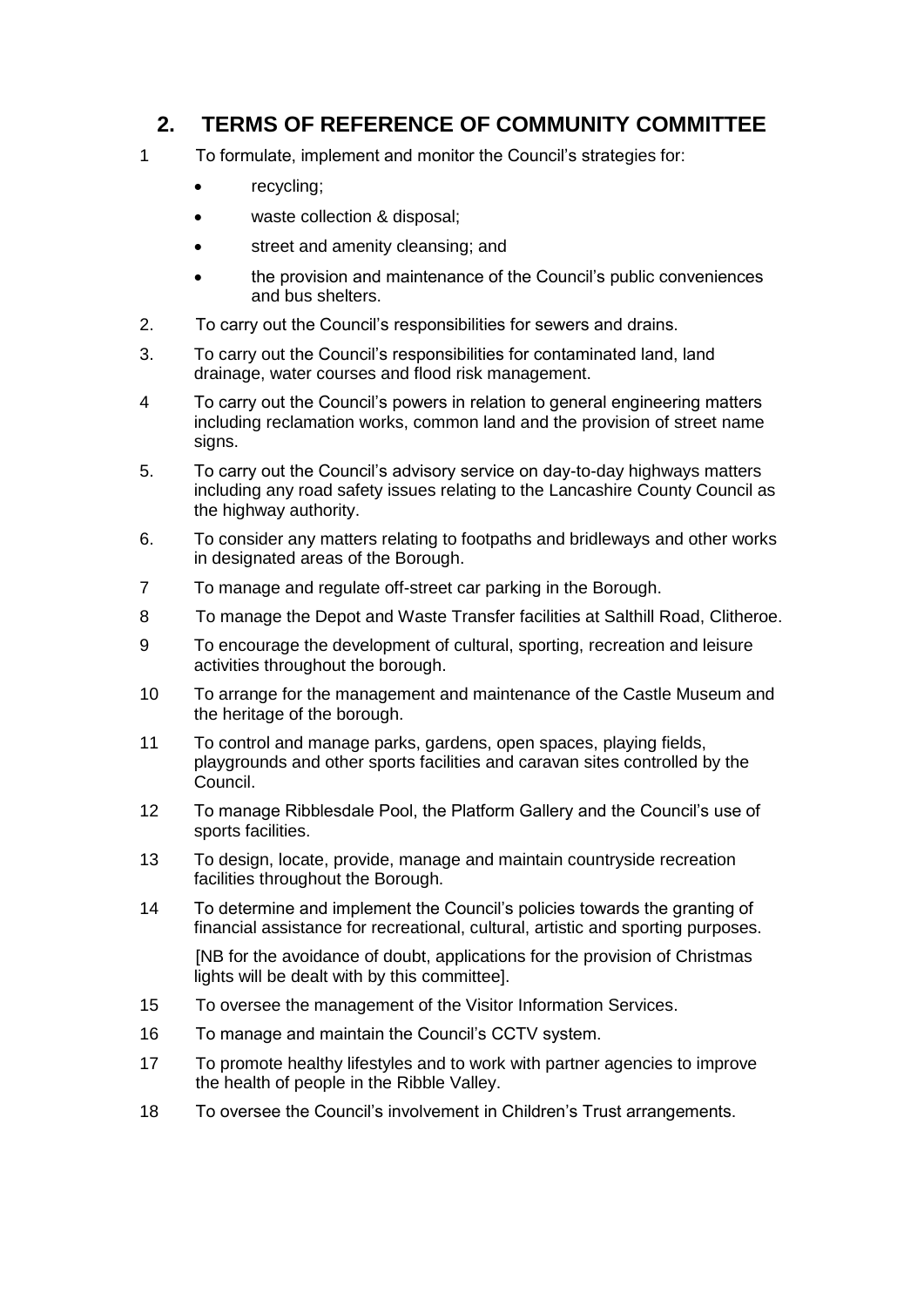## 2. TERMS OF REFERENCE OF COMMUNITY COMMITTEE

1 To formulate, implement and monitor the Council's strategies for:

- recycling;
- waste collection & disposal;
- street and amenity cleansing; and
- the provision and maintenance of the Council's public conveniences and bus shelters.

2. To carry out the Council's responsibilities for sewers and drains.

3. To carry out the Council's responsibilities for contaminated land, land drainage, water courses and flood risk management.

4 To carry out the Council's powers in relation to general engineering matters including reclamation works, common land and the provision of street name signs.

5. To carry out the Council's advisory service on day-to-day highways matters including any road safety issues relating to the Lancashire County Council as the highway authority.

6. To consider any matters relating to footpaths and bridleways and other works in designated areas of the Borough.

7 To manage and regulate off-street car parking in the Borough.

8 To manage the Depot and Waste Transfer facilities at Salthill Road, Clitheroe.

9 To encourage the development of cultural, sporting, recreation and leisure activities throughout the borough.

10 To arrange for the management and maintenance of the Castle Museum and the heritage of the borough.

11 To control and manage parks, gardens, open spaces, playing fields, playgrounds and other sports facilities and caravan sites controlled by the Council.

12 To manage Ribblesdale Pool, the Platform Gallery and the Council's use of sports facilities.

13 To design, locate, provide, manage and maintain countryside recreation facilities throughout the Borough.

14 To determine and implement the Council's policies towards the granting of financial assistance for recreational, cultural, artistic and sporting purposes.

[NB for the avoidance of doubt, applications for the provision of Christmas lights will be dealt with by this committee].

15 To oversee the management of the Visitor Information Services.

16 To manage and maintain the Council's CCTV system.

17 To promote healthy lifestyles and to work with partner agencies to improve the health of people in the Ribble Valley.

18 To oversee the Council's involvement in Children's Trust arrangements.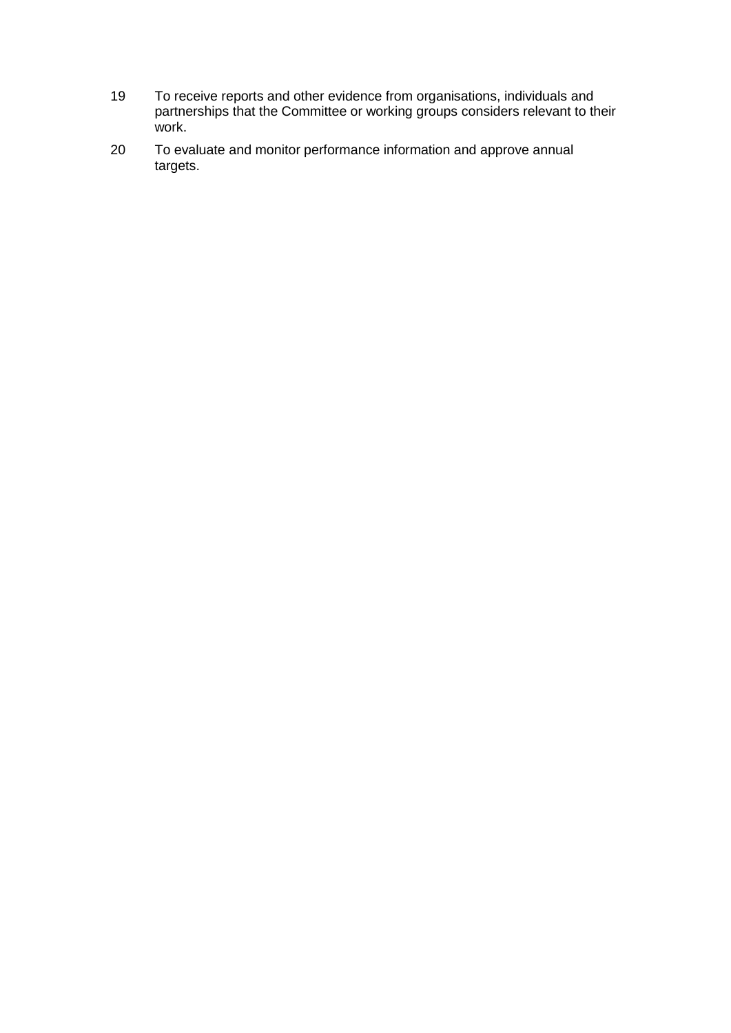19 To receive reports and other evidence from organisations, individuals and partnerships that the Committee or working groups considers relevant to their work.

20 To evaluate and monitor performance information and approve annual targets.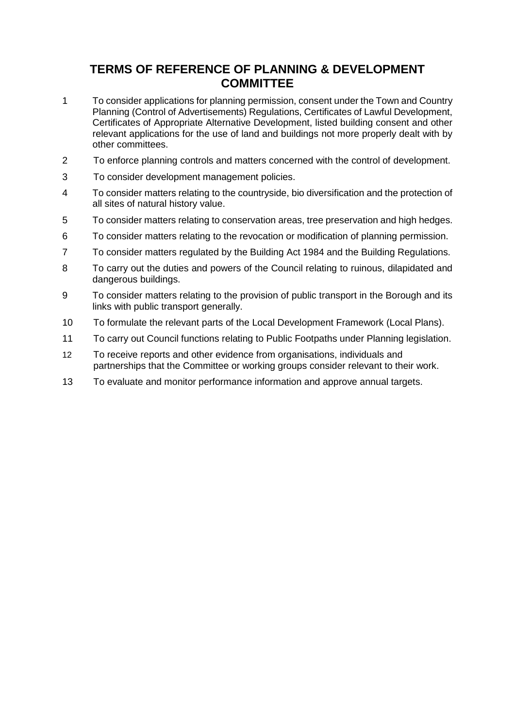# TERMS OF REFERENCE OF PLANNING & DEVELOPMENT COMMITTEE

1. To consider applications for planning permission, consent under the Town and Country Planning (Control of Advertisements) Regulations, Certificates of Lawful Development, Certificates of Appropriate Alternative Development, listed building consent and other relevant applications for the use of land and buildings not more properly dealt with by other committees.
2. To enforce planning controls and matters concerned with the control of development.
3. To consider development management policies.
4. To consider matters relating to the countryside, bio diversification and the protection of all sites of natural history value.
5. To consider matters relating to conservation areas, tree preservation and high hedges.
6. To consider matters relating to the revocation or modification of planning permission.
7. To consider matters regulated by the Building Act 1984 and the Building Regulations.
8. To carry out the duties and powers of the Council relating to ruinous, dilapidated and dangerous buildings.
9. To consider matters relating to the provision of public transport in the Borough and its links with public transport generally.
10. To formulate the relevant parts of the Local Development Framework (Local Plans).
11. To carry out Council functions relating to Public Footpaths under Planning legislation.
12. To receive reports and other evidence from organisations, individuals and partnerships that the Committee or working groups consider relevant to their work.
13. To evaluate and monitor performance information and approve annual targets.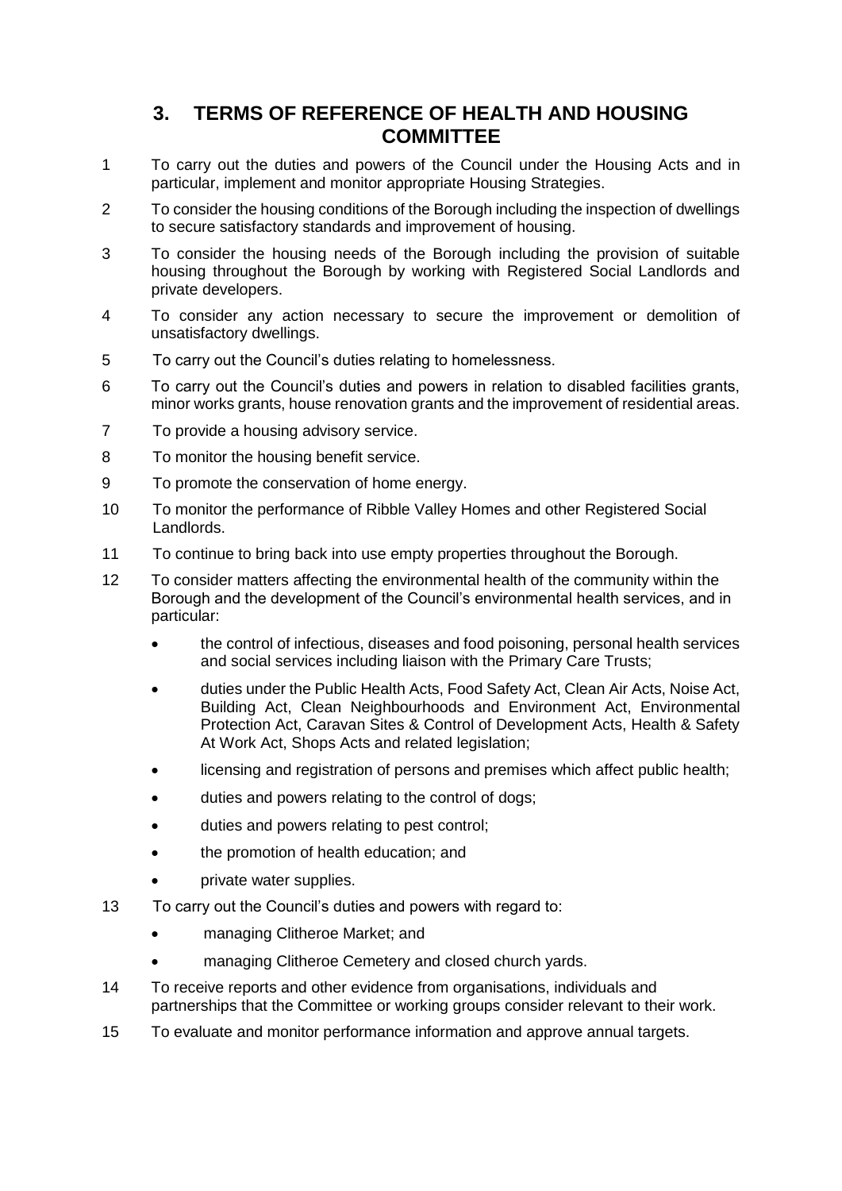## 3. TERMS OF REFERENCE OF HEALTH AND HOUSING COMMITTEE

1. To carry out the duties and powers of the Council under the Housing Acts and in particular, implement and monitor appropriate Housing Strategies.
2. To consider the housing conditions of the Borough including the inspection of dwellings to secure satisfactory standards and improvement of housing.
3. To consider the housing needs of the Borough including the provision of suitable housing throughout the Borough by working with Registered Social Landlords and private developers.
4. To consider any action necessary to secure the improvement or demolition of unsatisfactory dwellings.
5. To carry out the Council's duties relating to homelessness.
6. To carry out the Council's duties and powers in relation to disabled facilities grants, minor works grants, house renovation grants and the improvement of residential areas.
7. To provide a housing advisory service.
8. To monitor the housing benefit service.
9. To promote the conservation of home energy.
10. To monitor the performance of Ribble Valley Homes and other Registered Social Landlords.
11. To continue to bring back into use empty properties throughout the Borough.
12. To consider matters affecting the environmental health of the community within the Borough and the development of the Council's environmental health services, and in particular:
    - the control of infectious, diseases and food poisoning, personal health services and social services including liaison with the Primary Care Trusts;
    - duties under the Public Health Acts, Food Safety Act, Clean Air Acts, Noise Act, Building Act, Clean Neighbourhoods and Environment Act, Environmental Protection Act, Caravan Sites & Control of Development Acts, Health & Safety At Work Act, Shops Acts and related legislation;
    - licensing and registration of persons and premises which affect public health;
    - duties and powers relating to the control of dogs;
    - duties and powers relating to pest control;
    - the promotion of health education; and
    - private water supplies.
13. To carry out the Council's duties and powers with regard to:
    - managing Clitheroe Market; and
    - managing Clitheroe Cemetery and closed church yards.
14. To receive reports and other evidence from organisations, individuals and partnerships that the Committee or working groups consider relevant to their work.
15. To evaluate and monitor performance information and approve annual targets.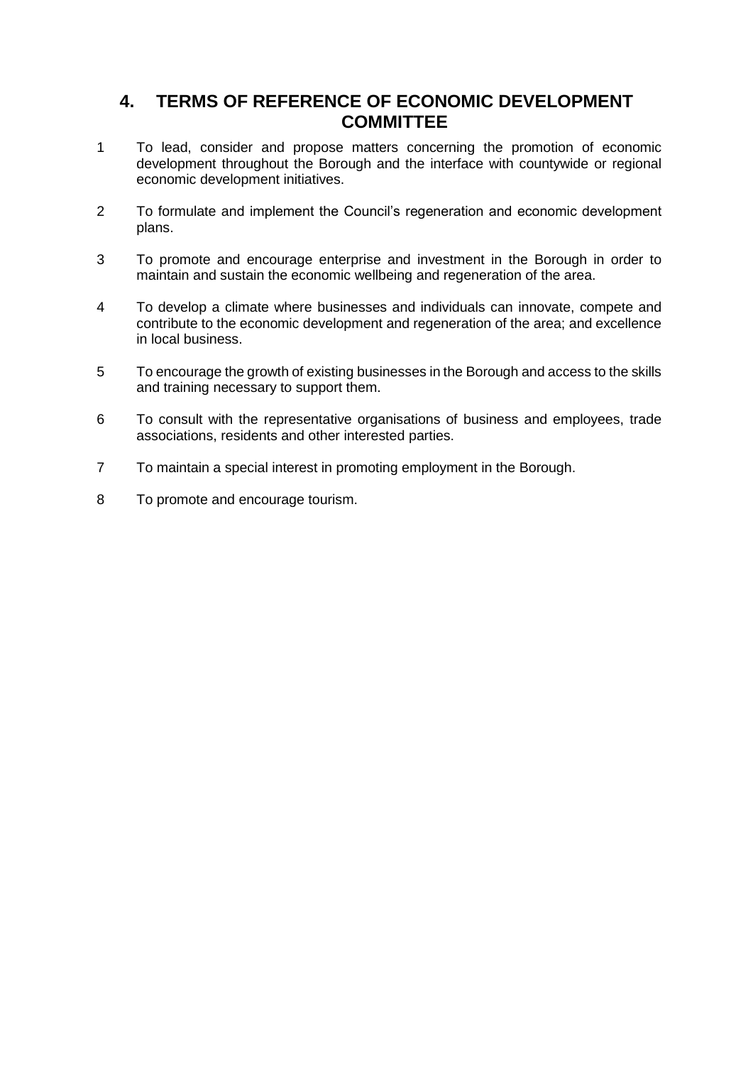## 4. TERMS OF REFERENCE OF ECONOMIC DEVELOPMENT COMMITTEE

1. To lead, consider and propose matters concerning the promotion of economic development throughout the Borough and the interface with countywide or regional economic development initiatives.

2. To formulate and implement the Council's regeneration and economic development plans.

3. To promote and encourage enterprise and investment in the Borough in order to maintain and sustain the economic wellbeing and regeneration of the area.

4. To develop a climate where businesses and individuals can innovate, compete and contribute to the economic development and regeneration of the area; and excellence in local business.

5. To encourage the growth of existing businesses in the Borough and access to the skills and training necessary to support them.

6. To consult with the representative organisations of business and employees, trade associations, residents and other interested parties.

7. To maintain a special interest in promoting employment in the Borough.

8. To promote and encourage tourism.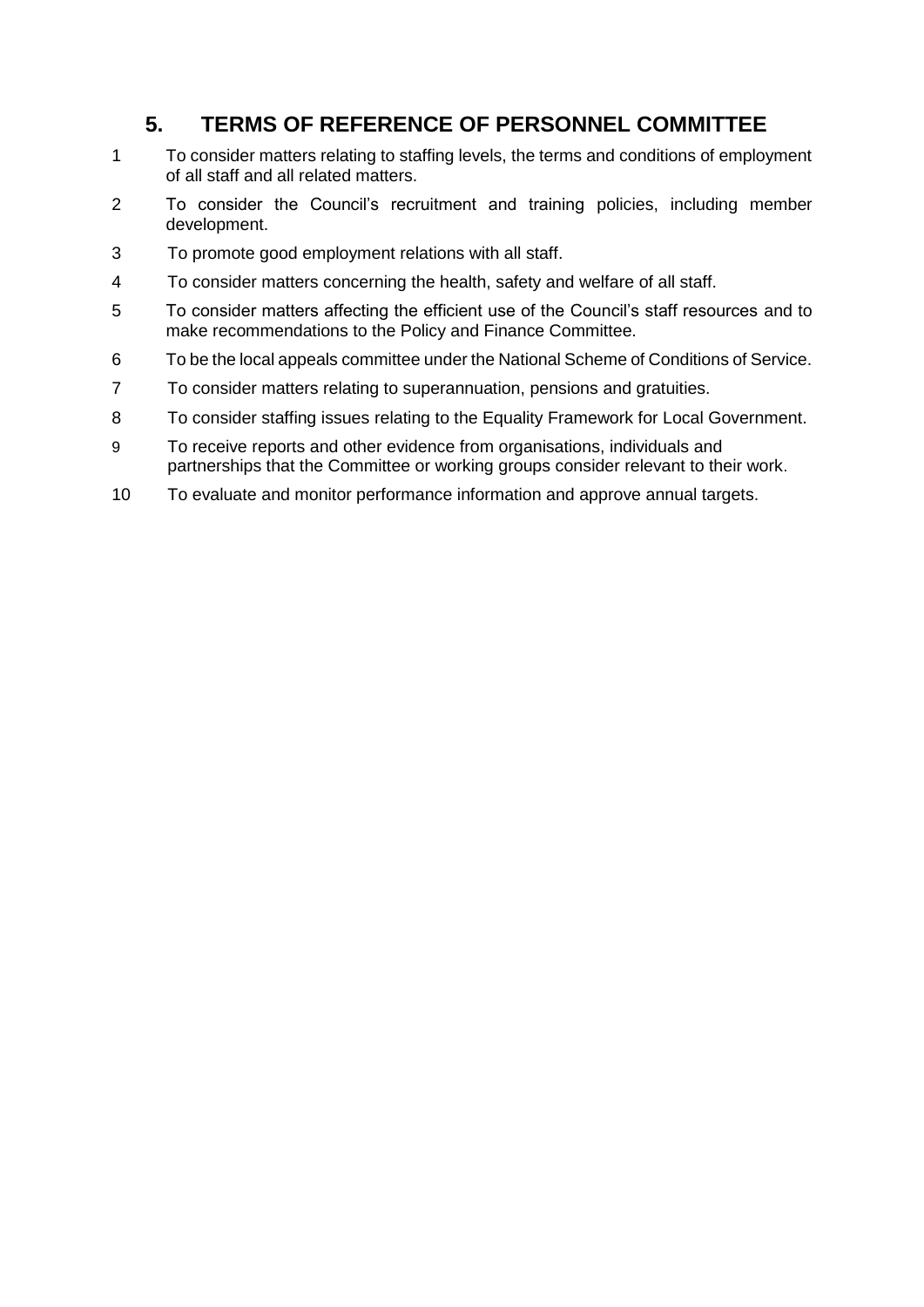## 5. TERMS OF REFERENCE OF PERSONNEL COMMITTEE

1. To consider matters relating to staffing levels, the terms and conditions of employment of all staff and all related matters.
2. To consider the Council's recruitment and training policies, including member development.
3. To promote good employment relations with all staff.
4. To consider matters concerning the health, safety and welfare of all staff.
5. To consider matters affecting the efficient use of the Council's staff resources and to make recommendations to the Policy and Finance Committee.
6. To be the local appeals committee under the National Scheme of Conditions of Service.
7. To consider matters relating to superannuation, pensions and gratuities.
8. To consider staffing issues relating to the Equality Framework for Local Government.
9. To receive reports and other evidence from organisations, individuals and partnerships that the Committee or working groups consider relevant to their work.
10. To evaluate and monitor performance information and approve annual targets.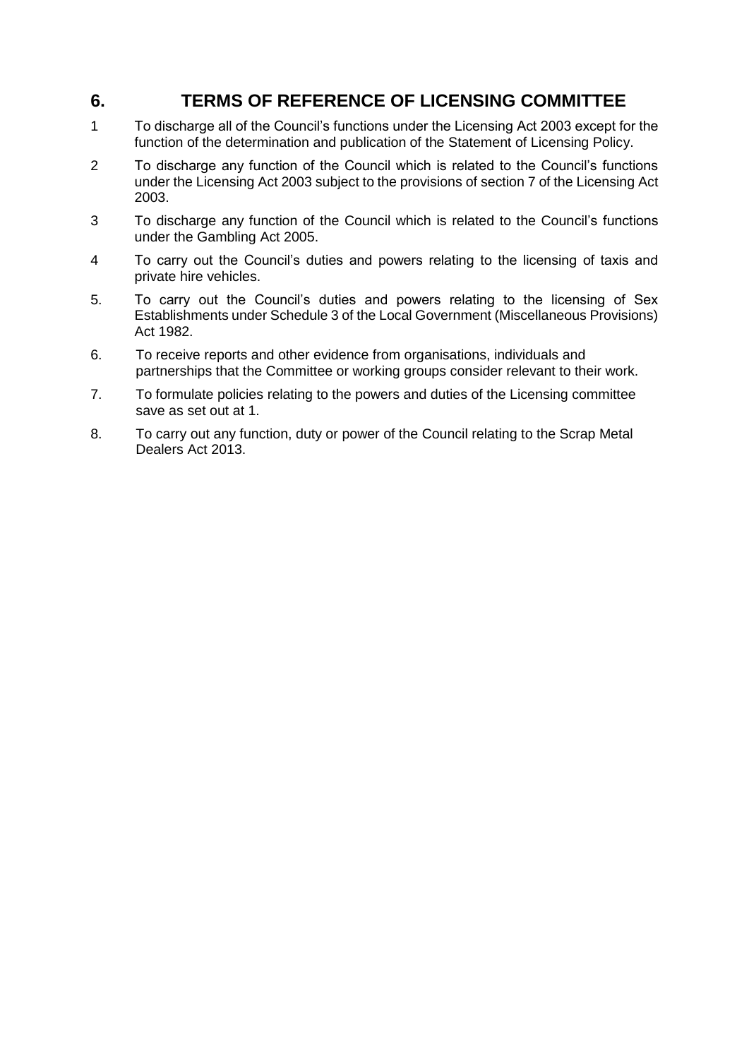## 6. TERMS OF REFERENCE OF LICENSING COMMITTEE

1 To discharge all of the Council's functions under the Licensing Act 2003 except for the function of the determination and publication of the Statement of Licensing Policy.

2 To discharge any function of the Council which is related to the Council's functions under the Licensing Act 2003 subject to the provisions of section 7 of the Licensing Act 2003.

3 To discharge any function of the Council which is related to the Council's functions under the Gambling Act 2005.

4 To carry out the Council's duties and powers relating to the licensing of taxis and private hire vehicles.

5. To carry out the Council's duties and powers relating to the licensing of Sex Establishments under Schedule 3 of the Local Government (Miscellaneous Provisions) Act 1982.

6. To receive reports and other evidence from organisations, individuals and partnerships that the Committee or working groups consider relevant to their work.

7. To formulate policies relating to the powers and duties of the Licensing committee save as set out at 1.

8. To carry out any function, duty or power of the Council relating to the Scrap Metal Dealers Act 2013.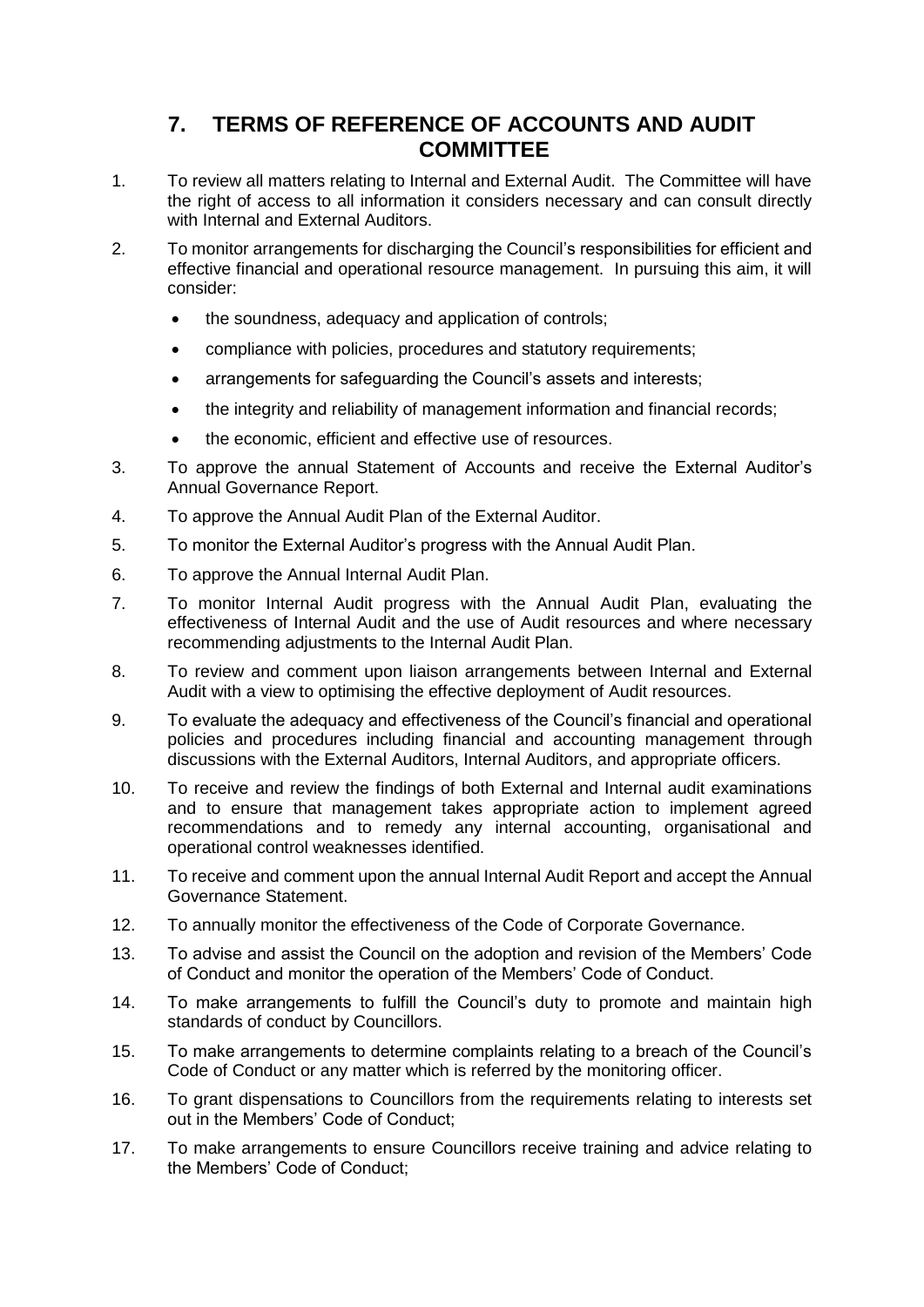## 7. TERMS OF REFERENCE OF ACCOUNTS AND AUDIT COMMITTEE

1. To review all matters relating to Internal and External Audit. The Committee will have the right of access to all information it considers necessary and can consult directly with Internal and External Auditors.

2. To monitor arrangements for discharging the Council's responsibilities for efficient and effective financial and operational resource management. In pursuing this aim, it will consider:

   - the soundness, adequacy and application of controls;
   - compliance with policies, procedures and statutory requirements;
   - arrangements for safeguarding the Council's assets and interests;
   - the integrity and reliability of management information and financial records;
   - the economic, efficient and effective use of resources.

3. To approve the annual Statement of Accounts and receive the External Auditor's Annual Governance Report.

4. To approve the Annual Audit Plan of the External Auditor.

5. To monitor the External Auditor's progress with the Annual Audit Plan.

6. To approve the Annual Internal Audit Plan.

7. To monitor Internal Audit progress with the Annual Audit Plan, evaluating the effectiveness of Internal Audit and the use of Audit resources and where necessary recommending adjustments to the Internal Audit Plan.

8. To review and comment upon liaison arrangements between Internal and External Audit with a view to optimising the effective deployment of Audit resources.

9. To evaluate the adequacy and effectiveness of the Council's financial and operational policies and procedures including financial and accounting management through discussions with the External Auditors, Internal Auditors, and appropriate officers.

10. To receive and review the findings of both External and Internal audit examinations and to ensure that management takes appropriate action to implement agreed recommendations and to remedy any internal accounting, organisational and operational control weaknesses identified.

11. To receive and comment upon the annual Internal Audit Report and accept the Annual Governance Statement.

12. To annually monitor the effectiveness of the Code of Corporate Governance.

13. To advise and assist the Council on the adoption and revision of the Members' Code of Conduct and monitor the operation of the Members' Code of Conduct.

14. To make arrangements to fulfill the Council's duty to promote and maintain high standards of conduct by Councillors.

15. To make arrangements to determine complaints relating to a breach of the Council's Code of Conduct or any matter which is referred by the monitoring officer.

16. To grant dispensations to Councillors from the requirements relating to interests set out in the Members' Code of Conduct;

17. To make arrangements to ensure Councillors receive training and advice relating to the Members' Code of Conduct;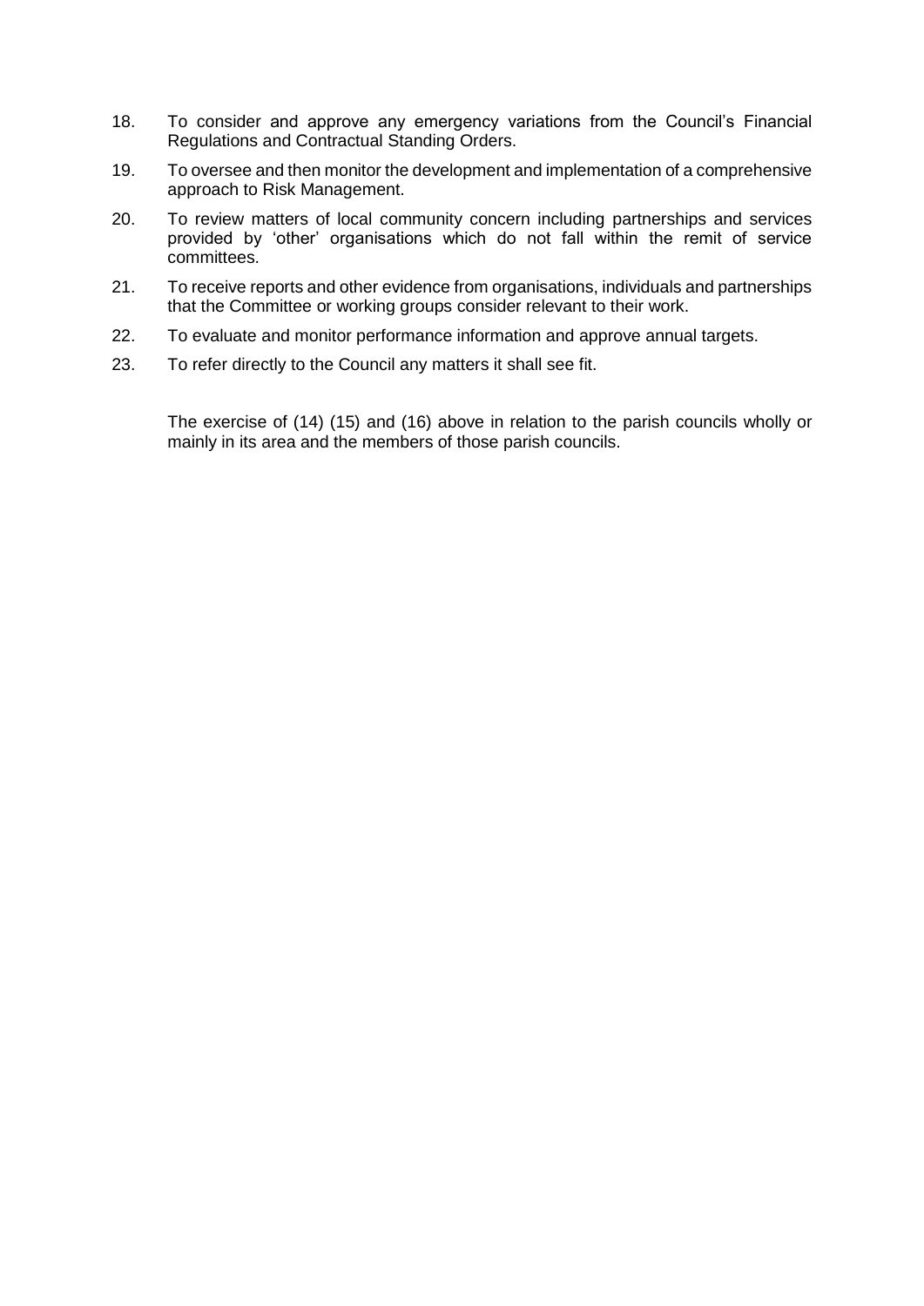18. To consider and approve any emergency variations from the Council's Financial Regulations and Contractual Standing Orders.

19. To oversee and then monitor the development and implementation of a comprehensive approach to Risk Management.

20. To review matters of local community concern including partnerships and services provided by 'other' organisations which do not fall within the remit of service committees.

21. To receive reports and other evidence from organisations, individuals and partnerships that the Committee or working groups consider relevant to their work.

22. To evaluate and monitor performance information and approve annual targets.

23. To refer directly to the Council any matters it shall see fit.

The exercise of (14) (15) and (16) above in relation to the parish councils wholly or mainly in its area and the members of those parish councils.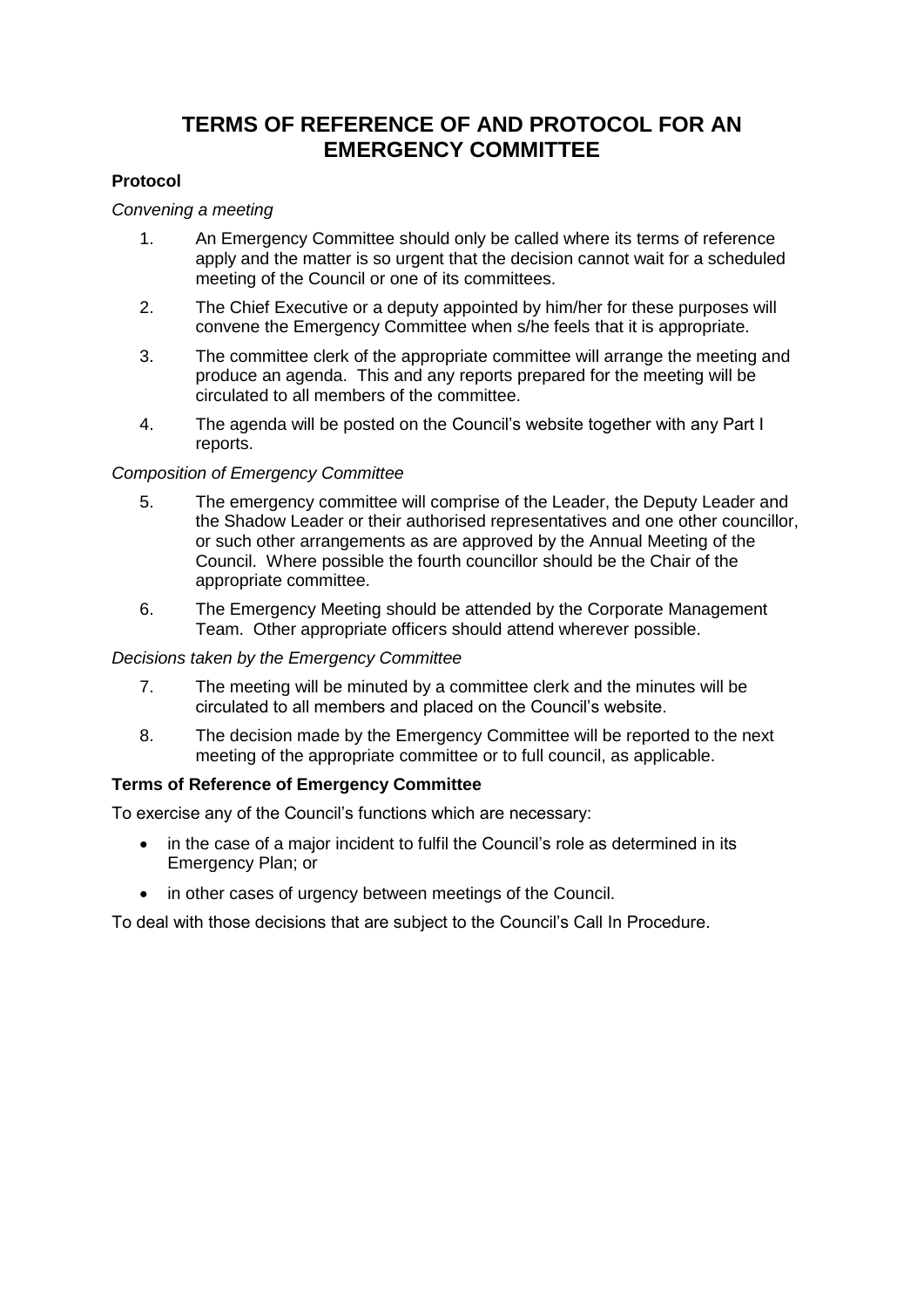# TERMS OF REFERENCE OF AND PROTOCOL FOR AN EMERGENCY COMMITTEE

**Protocol**

*Convening a meeting*

1. An Emergency Committee should only be called where its terms of reference apply and the matter is so urgent that the decision cannot wait for a scheduled meeting of the Council or one of its committees.
2. The Chief Executive or a deputy appointed by him/her for these purposes will convene the Emergency Committee when s/he feels that it is appropriate.
3. The committee clerk of the appropriate committee will arrange the meeting and produce an agenda. This and any reports prepared for the meeting will be circulated to all members of the committee.
4. The agenda will be posted on the Council's website together with any Part I reports.

*Composition of Emergency Committee*

5. The emergency committee will comprise of the Leader, the Deputy Leader and the Shadow Leader or their authorised representatives and one other councillor, or such other arrangements as are approved by the Annual Meeting of the Council. Where possible the fourth councillor should be the Chair of the appropriate committee.
6. The Emergency Meeting should be attended by the Corporate Management Team. Other appropriate officers should attend wherever possible.

*Decisions taken by the Emergency Committee*

7. The meeting will be minuted by a committee clerk and the minutes will be circulated to all members and placed on the Council's website.
8. The decision made by the Emergency Committee will be reported to the next meeting of the appropriate committee or to full council, as applicable.

**Terms of Reference of Emergency Committee**

To exercise any of the Council's functions which are necessary:

- in the case of a major incident to fulfil the Council's role as determined in its Emergency Plan; or
- in other cases of urgency between meetings of the Council.

To deal with those decisions that are subject to the Council's Call In Procedure.